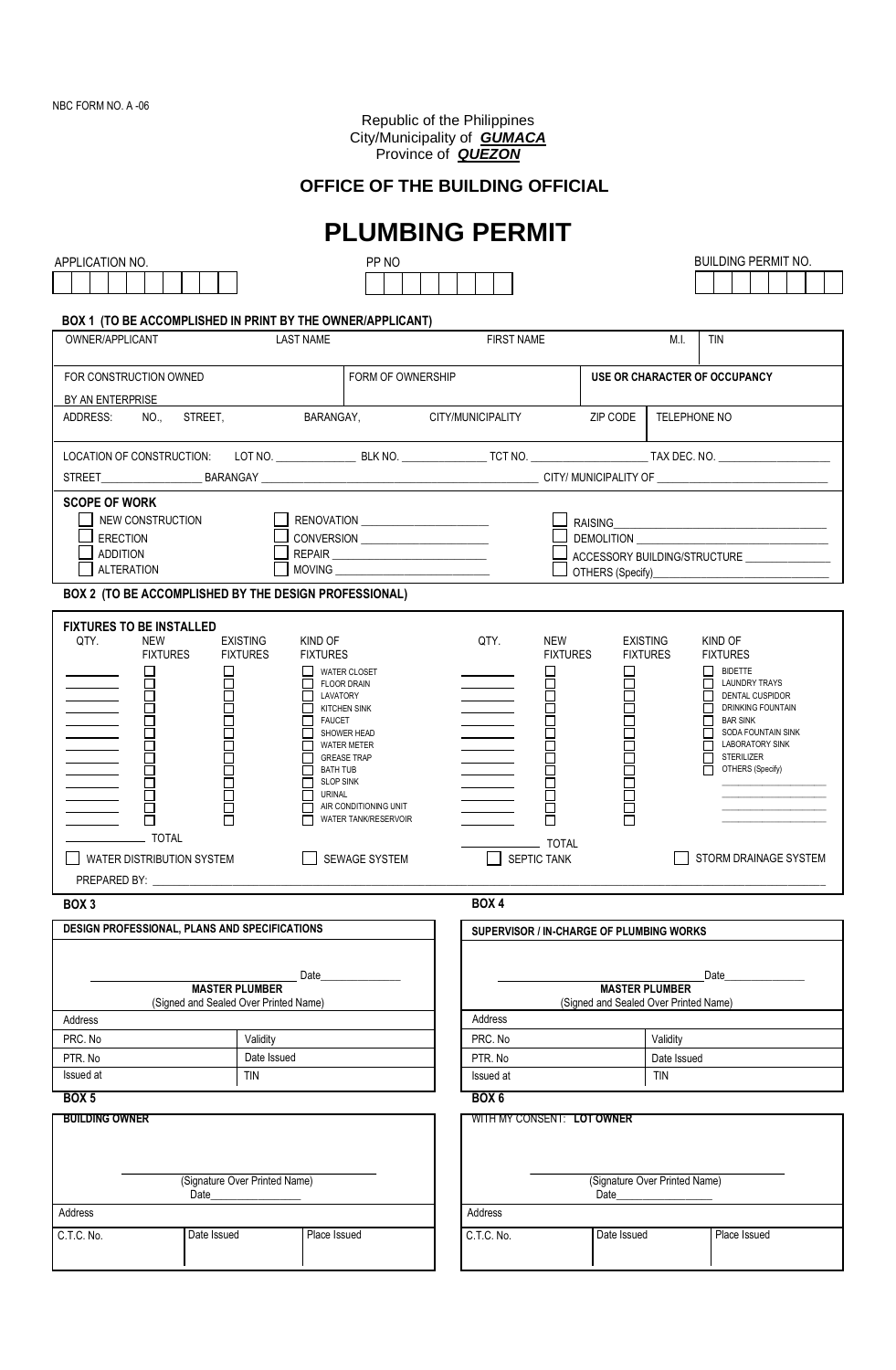NBC FORM NO. A -06

Republic of the Philippines
City/Municipality of ***GUMACA***
Province of ***QUEZON***

## OFFICE OF THE BUILDING OFFICIAL

# PLUMBING PERMIT

| APPLICATION NO. | PP NO | BUILDING PERMIT NO. |
|---|---|---|
| | | |

**BOX 1 (TO BE ACCOMPLISHED IN PRINT BY THE OWNER/APPLICANT)**

| OWNER/APPLICANT | LAST NAME | FIRST NAME | M.I. | TIN |
|---|---|---|---|---|
| | | | | |

| FOR CONSTRUCTION OWNED BY AN ENTERPRISE | FORM OF OWNERSHIP | **USE OR CHARACTER OF OCCUPANCY** |
|---|---|---|
| | | |

| ADDRESS: NO., STREET, | BARANGAY, | CITY/MUNICIPALITY | ZIP CODE | TELEPHONE NO |
|---|---|---|---|---|
| | | | | |

LOCATION OF CONSTRUCTION: LOT NO. ______________ BLK NO. ______________ TCT NO. ____________________ TAX DEC. NO. ____________________

STREET__________________ BARANGAY ______________________________ CITY/ MUNICIPALITY OF ______________________________

**SCOPE OF WORK**

- ☐ NEW CONSTRUCTION
- ☐ ERECTION
- ☐ ADDITION
- ☐ ALTERATION
- ☐ RENOVATION ______________________
- ☐ CONVERSION ______________________
- ☐ REPAIR ______________________
- ☐ MOVING ______________________
- ☐ RAISING______________________
- ☐ DEMOLITION ______________________
- ☐ ACCESSORY BUILDING/STRUCTURE ______________
- ☐ OTHERS (Specify)______________________

**BOX 2 (TO BE ACCOMPLISHED BY THE DESIGN PROFESSIONAL)**

**FIXTURES TO BE INSTALLED**

| QTY. | NEW FIXTURES | EXISTING FIXTURES | KIND OF FIXTURES | QTY. | NEW FIXTURES | EXISTING FIXTURES | KIND OF FIXTURES |
|---|---|---|---|---|---|---|---|
| ______ | ☐ | ☐ | ☐ WATER CLOSET | ______ | ☐ | ☐ | ☐ BIDETTE |
| ______ | ☐ | ☐ | ☐ FLOOR DRAIN | ______ | ☐ | ☐ | ☐ LAUNDRY TRAYS |
| ______ | ☐ | ☐ | ☐ LAVATORY | ______ | ☐ | ☐ | ☐ DENTAL CUSPIDOR |
| ______ | ☐ | ☐ | ☐ KITCHEN SINK | ______ | ☐ | ☐ | ☐ DRINKING FOUNTAIN |
| ______ | ☐ | ☐ | ☐ FAUCET | ______ | ☐ | ☐ | ☐ BAR SINK |
| ______ | ☐ | ☐ | ☐ SHOWER HEAD | ______ | ☐ | ☐ | ☐ SODA FOUNTAIN SINK |
| ______ | ☐ | ☐ | ☐ WATER METER | ______ | ☐ | ☐ | ☐ LABORATORY SINK |
| ______ | ☐ | ☐ | ☐ GREASE TRAP | ______ | ☐ | ☐ | ☐ STERILIZER |
| ______ | ☐ | ☐ | ☐ BATH TUB | ______ | ☐ | ☐ | ☐ OTHERS (Specify) |
| ______ | ☐ | ☐ | ☐ SLOP SINK | ______ | ☐ | ☐ | ______________ |
| ______ | ☐ | ☐ | ☐ URINAL | ______ | ☐ | ☐ | ______________ |
| ______ | ☐ | ☐ | ☐ AIR CONDITIONING UNIT | ______ | ☐ | ☐ | ______________ |
| ______ | ☐ | ☐ | ☐ WATER TANK/RESERVOIR | ______ | ☐ | ☐ | ______________ |
| ______ TOTAL | | | | ______ TOTAL | | | |

- ☐ WATER DISTRIBUTION SYSTEM
- ☐ SEWAGE SYSTEM
- ☐ SEPTIC TANK
- ☐ STORM DRAINAGE SYSTEM

PREPARED BY: ______________________________________________________________

**BOX 3**

| **DESIGN PROFESSIONAL, PLANS AND SPECIFICATIONS** | |
|---|---|
| ______________________________ Date______________<br>**MASTER PLUMBER**<br>(Signed and Sealed Over Printed Name) | |
| Address | |
| PRC. No | Validity |
| PTR. No | Date Issued |
| Issued at | TIN |

**BOX 4**

| **SUPERVISOR / IN-CHARGE OF PLUMBING WORKS** | |
|---|---|
| ______________________________ Date______________<br>**MASTER PLUMBER**<br>(Signed and Sealed Over Printed Name) | |
| Address | |
| PRC. No | Validity |
| PTR. No | Date Issued |
| Issued at | TIN |

**BOX 5**

| **BUILDING OWNER** | | |
|---|---|---|
| ______________________________<br>(Signature Over Printed Name)<br>Date________________ | | |
| Address | | |
| C.T.C. No. | Date Issued | Place Issued |

**BOX 6**

| WITH MY CONSENT: **LOT OWNER** | | |
|---|---|---|
| ______________________________<br>(Signature Over Printed Name)<br>Date________________ | | |
| Address | | |
| C.T.C. No. | Date Issued | Place Issued |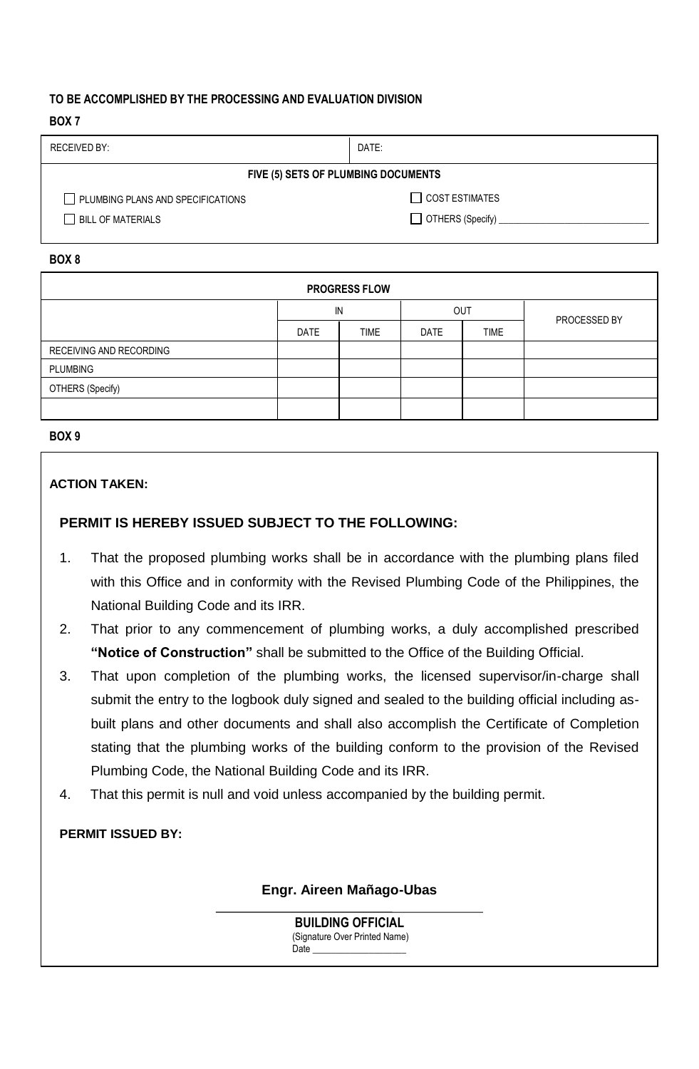**TO BE ACCOMPLISHED BY THE PROCESSING AND EVALUATION DIVISION**

**BOX 7**

| RECEIVED BY: | DATE: |
|---|---|
| **FIVE (5) SETS OF PLUMBING DOCUMENTS** | |
| ☐ PLUMBING PLANS AND SPECIFICATIONS | ☐ COST ESTIMATES |
| ☐ BILL OF MATERIALS | ☐ OTHERS (Specify) ____________________ |

**BOX 8**

| PROGRESS FLOW | | | | | |
|---|---|---|---|---|---|
| | IN | | OUT | | PROCESSED BY |
| | DATE | TIME | DATE | TIME | |
| RECEIVING AND RECORDING | | | | | |
| PLUMBING | | | | | |
| OTHERS (Specify) | | | | | |
| | | | | | |

**BOX 9**

**ACTION TAKEN:**

**PERMIT IS HEREBY ISSUED SUBJECT TO THE FOLLOWING:**

1. That the proposed plumbing works shall be in accordance with the plumbing plans filed with this Office and in conformity with the Revised Plumbing Code of the Philippines, the National Building Code and its IRR.
2. That prior to any commencement of plumbing works, a duly accomplished prescribed **"Notice of Construction"** shall be submitted to the Office of the Building Official.
3. That upon completion of the plumbing works, the licensed supervisor/in-charge shall submit the entry to the logbook duly signed and sealed to the building official including as-built plans and other documents and shall also accomplish the Certificate of Completion stating that the plumbing works of the building conform to the provision of the Revised Plumbing Code, the National Building Code and its IRR.
4. That this permit is null and void unless accompanied by the building permit.

**PERMIT ISSUED BY:**

**Engr. Aireen Mañago-Ubas**

**BUILDING OFFICIAL**
(Signature Over Printed Name)
Date ____________________